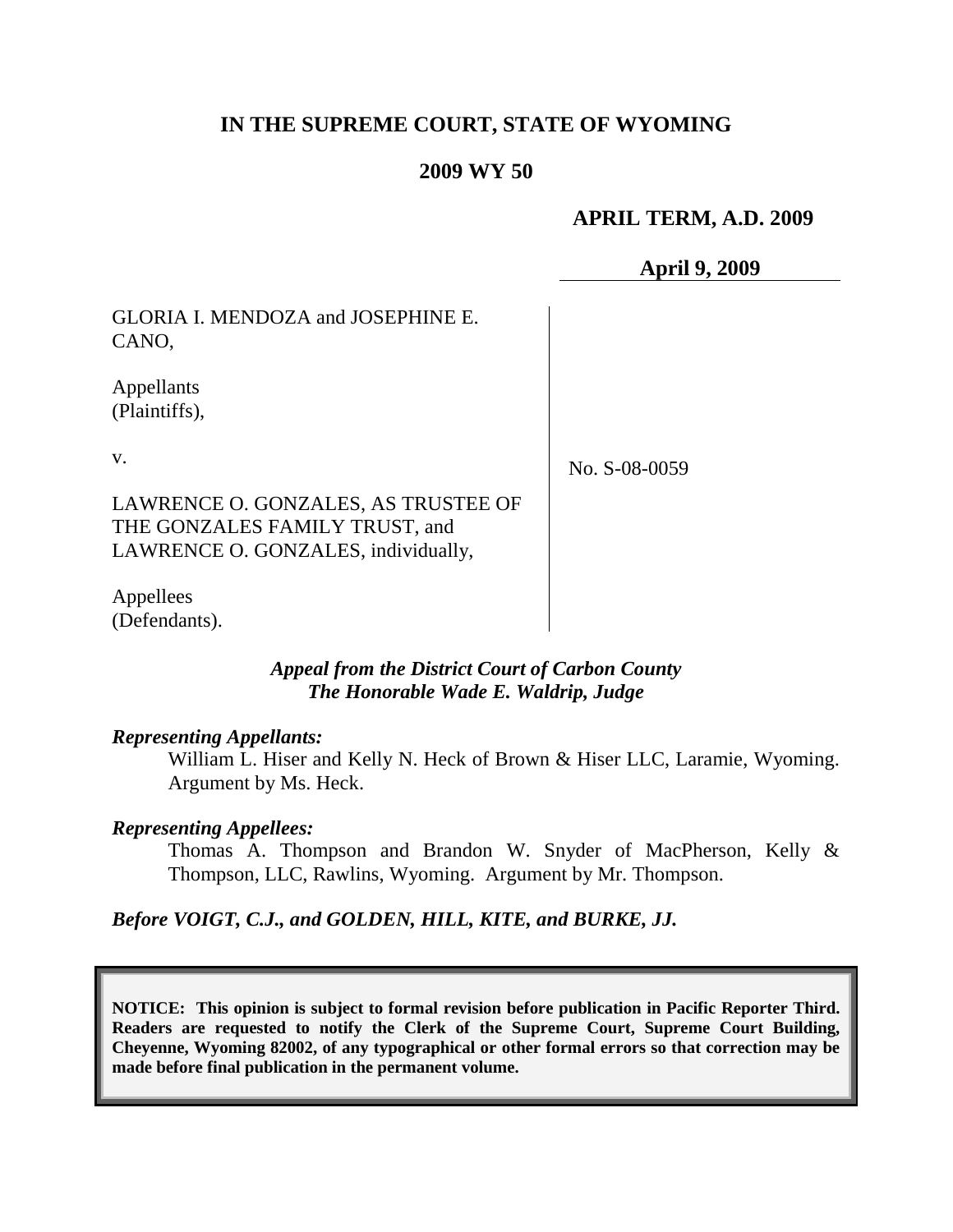**IN THE SUPREME COURT, STATE OF WYOMING**

**2009 WY 50**

**APRIL TERM, A.D. 2009**

**April 9, 2009**

GLORIA I. MENDOZA and JOSEPHINE E. CANO,

Appellants
(Plaintiffs),

v.

LAWRENCE O. GONZALES, AS TRUSTEE OF THE GONZALES FAMILY TRUST, and LAWRENCE O. GONZALES, individually,

Appellees
(Defendants).

No. S-08-0059

***Appeal from the District Court of Carbon County***
***The Honorable Wade E. Waldrip, Judge***

***Representing Appellants:***

William L. Hiser and Kelly N. Heck of Brown & Hiser LLC, Laramie, Wyoming. Argument by Ms. Heck.

***Representing Appellees:***

Thomas A. Thompson and Brandon W. Snyder of MacPherson, Kelly & Thompson, LLC, Rawlins, Wyoming. Argument by Mr. Thompson.

***Before VOIGT, C.J., and GOLDEN, HILL, KITE, and BURKE, JJ.***

**NOTICE: This opinion is subject to formal revision before publication in Pacific Reporter Third. Readers are requested to notify the Clerk of the Supreme Court, Supreme Court Building, Cheyenne, Wyoming 82002, of any typographical or other formal errors so that correction may be made before final publication in the permanent volume.**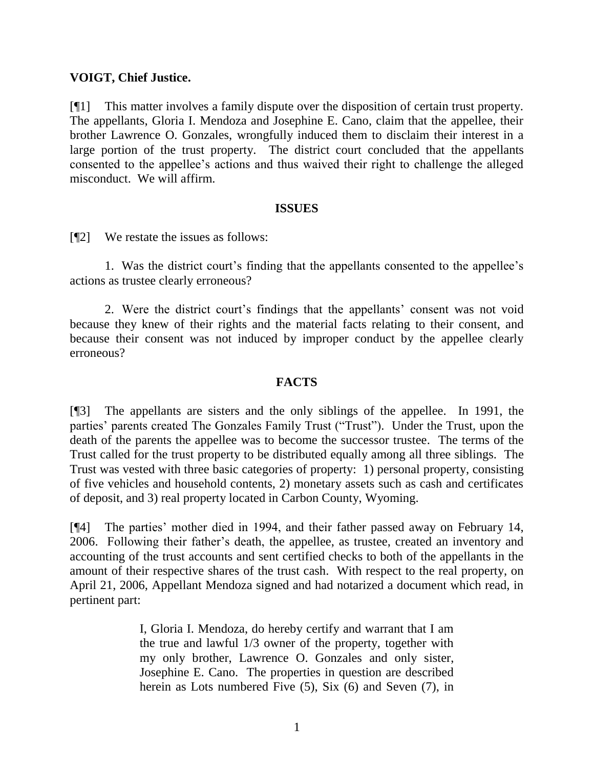**VOIGT, Chief Justice.**

[¶1] This matter involves a family dispute over the disposition of certain trust property. The appellants, Gloria I. Mendoza and Josephine E. Cano, claim that the appellee, their brother Lawrence O. Gonzales, wrongfully induced them to disclaim their interest in a large portion of the trust property. The district court concluded that the appellants consented to the appellee's actions and thus waived their right to challenge the alleged misconduct. We will affirm.

## ISSUES

[¶2] We restate the issues as follows:

1. Was the district court's finding that the appellants consented to the appellee's actions as trustee clearly erroneous?

2. Were the district court's findings that the appellants' consent was not void because they knew of their rights and the material facts relating to their consent, and because their consent was not induced by improper conduct by the appellee clearly erroneous?

## FACTS

[¶3] The appellants are sisters and the only siblings of the appellee. In 1991, the parties' parents created The Gonzales Family Trust ("Trust"). Under the Trust, upon the death of the parents the appellee was to become the successor trustee. The terms of the Trust called for the trust property to be distributed equally among all three siblings. The Trust was vested with three basic categories of property: 1) personal property, consisting of five vehicles and household contents, 2) monetary assets such as cash and certificates of deposit, and 3) real property located in Carbon County, Wyoming.

[¶4] The parties' mother died in 1994, and their father passed away on February 14, 2006. Following their father's death, the appellee, as trustee, created an inventory and accounting of the trust accounts and sent certified checks to both of the appellants in the amount of their respective shares of the trust cash. With respect to the real property, on April 21, 2006, Appellant Mendoza signed and had notarized a document which read, in pertinent part:

> I, Gloria I. Mendoza, do hereby certify and warrant that I am the true and lawful 1/3 owner of the property, together with my only brother, Lawrence O. Gonzales and only sister, Josephine E. Cano. The properties in question are described herein as Lots numbered Five (5), Six (6) and Seven (7), in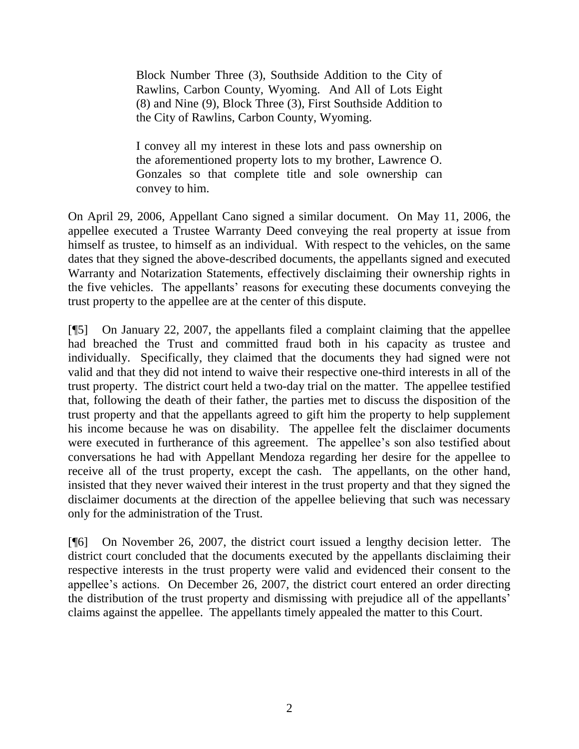> Block Number Three (3), Southside Addition to the City of Rawlins, Carbon County, Wyoming. And All of Lots Eight (8) and Nine (9), Block Three (3), First Southside Addition to the City of Rawlins, Carbon County, Wyoming.
>
> I convey all my interest in these lots and pass ownership on the aforementioned property lots to my brother, Lawrence O. Gonzales so that complete title and sole ownership can convey to him.

On April 29, 2006, Appellant Cano signed a similar document. On May 11, 2006, the appellee executed a Trustee Warranty Deed conveying the real property at issue from himself as trustee, to himself as an individual. With respect to the vehicles, on the same dates that they signed the above-described documents, the appellants signed and executed Warranty and Notarization Statements, effectively disclaiming their ownership rights in the five vehicles. The appellants' reasons for executing these documents conveying the trust property to the appellee are at the center of this dispute.

[¶5] On January 22, 2007, the appellants filed a complaint claiming that the appellee had breached the Trust and committed fraud both in his capacity as trustee and individually. Specifically, they claimed that the documents they had signed were not valid and that they did not intend to waive their respective one-third interests in all of the trust property. The district court held a two-day trial on the matter. The appellee testified that, following the death of their father, the parties met to discuss the disposition of the trust property and that the appellants agreed to gift him the property to help supplement his income because he was on disability. The appellee felt the disclaimer documents were executed in furtherance of this agreement. The appellee's son also testified about conversations he had with Appellant Mendoza regarding her desire for the appellee to receive all of the trust property, except the cash. The appellants, on the other hand, insisted that they never waived their interest in the trust property and that they signed the disclaimer documents at the direction of the appellee believing that such was necessary only for the administration of the Trust.

[¶6] On November 26, 2007, the district court issued a lengthy decision letter. The district court concluded that the documents executed by the appellants disclaiming their respective interests in the trust property were valid and evidenced their consent to the appellee's actions. On December 26, 2007, the district court entered an order directing the distribution of the trust property and dismissing with prejudice all of the appellants' claims against the appellee. The appellants timely appealed the matter to this Court.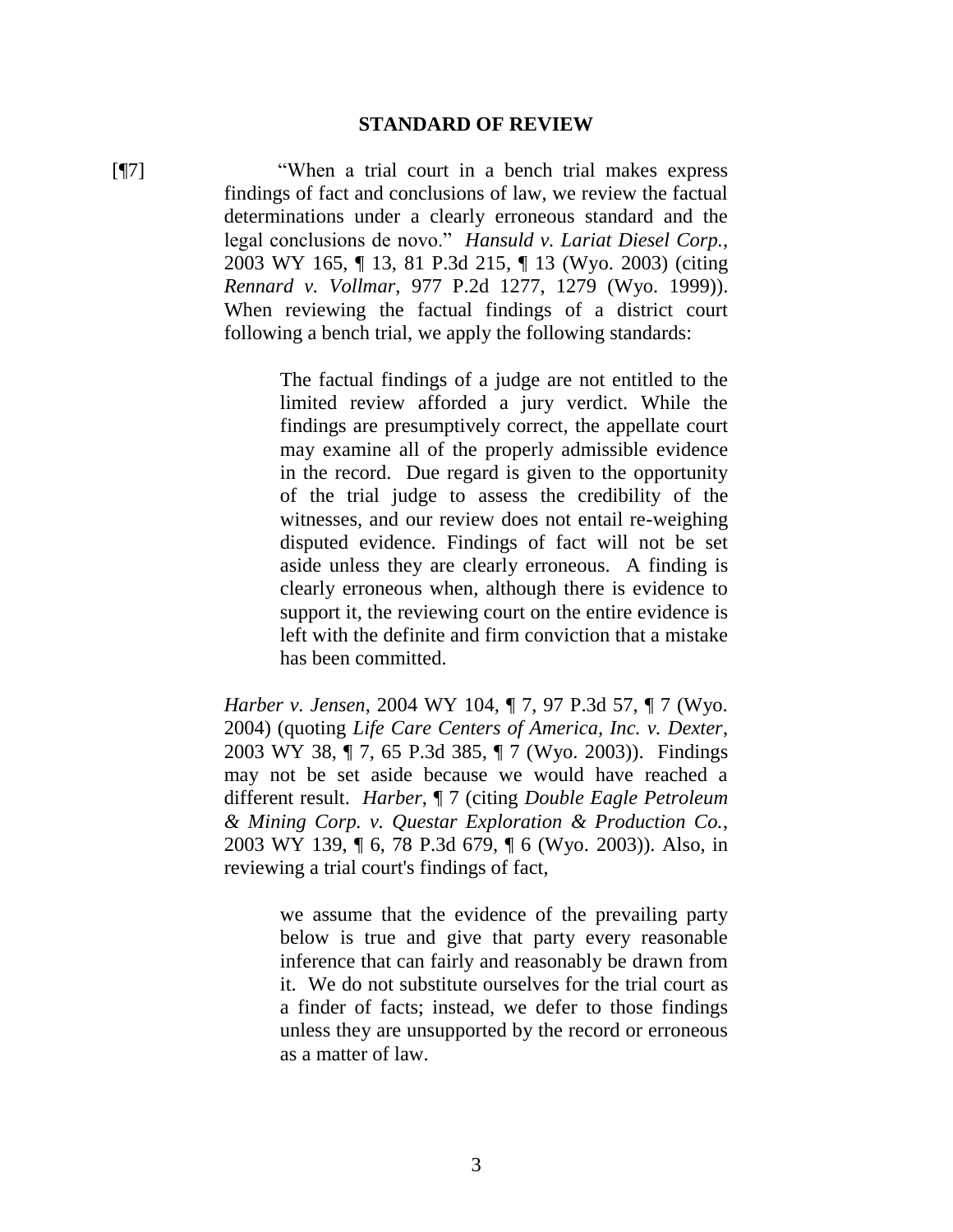## STANDARD OF REVIEW

[¶7] "When a trial court in a bench trial makes express findings of fact and conclusions of law, we review the factual determinations under a clearly erroneous standard and the legal conclusions de novo." *Hansuld v. Lariat Diesel Corp.*, 2003 WY 165, ¶ 13, 81 P.3d 215, ¶ 13 (Wyo. 2003) (citing *Rennard v. Vollmar*, 977 P.2d 1277, 1279 (Wyo. 1999)). When reviewing the factual findings of a district court following a bench trial, we apply the following standards:

> The factual findings of a judge are not entitled to the limited review afforded a jury verdict. While the findings are presumptively correct, the appellate court may examine all of the properly admissible evidence in the record. Due regard is given to the opportunity of the trial judge to assess the credibility of the witnesses, and our review does not entail re-weighing disputed evidence. Findings of fact will not be set aside unless they are clearly erroneous. A finding is clearly erroneous when, although there is evidence to support it, the reviewing court on the entire evidence is left with the definite and firm conviction that a mistake has been committed.

*Harber v. Jensen*, 2004 WY 104, ¶ 7, 97 P.3d 57, ¶ 7 (Wyo. 2004) (quoting *Life Care Centers of America, Inc. v. Dexter*, 2003 WY 38, ¶ 7, 65 P.3d 385, ¶ 7 (Wyo. 2003)). Findings may not be set aside because we would have reached a different result. *Harber*, ¶ 7 (citing *Double Eagle Petroleum & Mining Corp. v. Questar Exploration & Production Co.*, 2003 WY 139, ¶ 6, 78 P.3d 679, ¶ 6 (Wyo. 2003)). Also, in reviewing a trial court's findings of fact,

> we assume that the evidence of the prevailing party below is true and give that party every reasonable inference that can fairly and reasonably be drawn from it. We do not substitute ourselves for the trial court as a finder of facts; instead, we defer to those findings unless they are unsupported by the record or erroneous as a matter of law.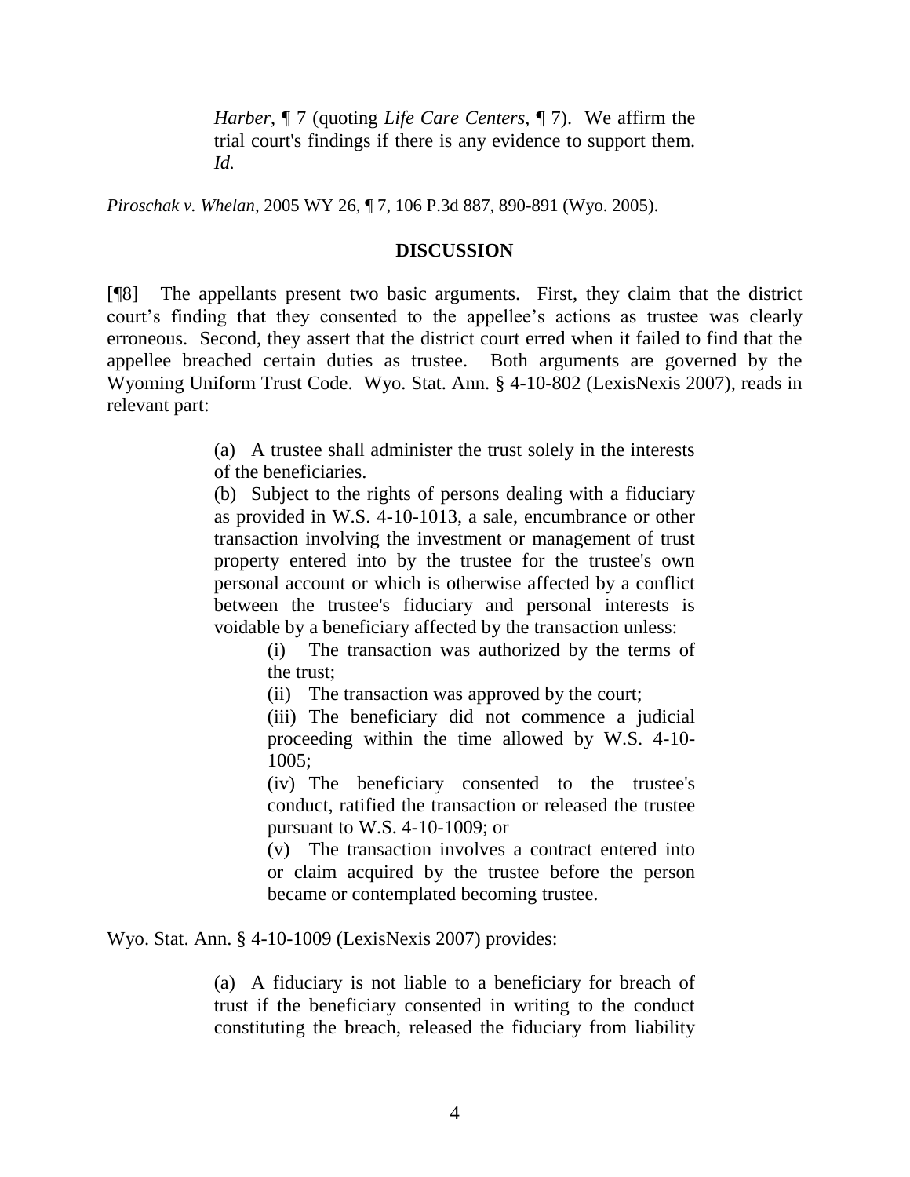> *Harber*, ¶ 7 (quoting *Life Care Centers*, ¶ 7). We affirm the trial court's findings if there is any evidence to support them. *Id.*

*Piroschak v. Whelan*, 2005 WY 26, ¶ 7, 106 P.3d 887, 890-891 (Wyo. 2005).

## DISCUSSION

[¶8] The appellants present two basic arguments. First, they claim that the district court's finding that they consented to the appellee's actions as trustee was clearly erroneous. Second, they assert that the district court erred when it failed to find that the appellee breached certain duties as trustee. Both arguments are governed by the Wyoming Uniform Trust Code. Wyo. Stat. Ann. § 4-10-802 (LexisNexis 2007), reads in relevant part:

> (a) A trustee shall administer the trust solely in the interests of the beneficiaries.
>
> (b) Subject to the rights of persons dealing with a fiduciary as provided in W.S. 4-10-1013, a sale, encumbrance or other transaction involving the investment or management of trust property entered into by the trustee for the trustee's own personal account or which is otherwise affected by a conflict between the trustee's fiduciary and personal interests is voidable by a beneficiary affected by the transaction unless:
>
> > (i) The transaction was authorized by the terms of the trust;
> >
> > (ii) The transaction was approved by the court;
> >
> > (iii) The beneficiary did not commence a judicial proceeding within the time allowed by W.S. 4-10-1005;
> >
> > (iv) The beneficiary consented to the trustee's conduct, ratified the transaction or released the trustee pursuant to W.S. 4-10-1009; or
> >
> > (v) The transaction involves a contract entered into or claim acquired by the trustee before the person became or contemplated becoming trustee.

Wyo. Stat. Ann. § 4-10-1009 (LexisNexis 2007) provides:

> (a) A fiduciary is not liable to a beneficiary for breach of trust if the beneficiary consented in writing to the conduct constituting the breach, released the fiduciary from liability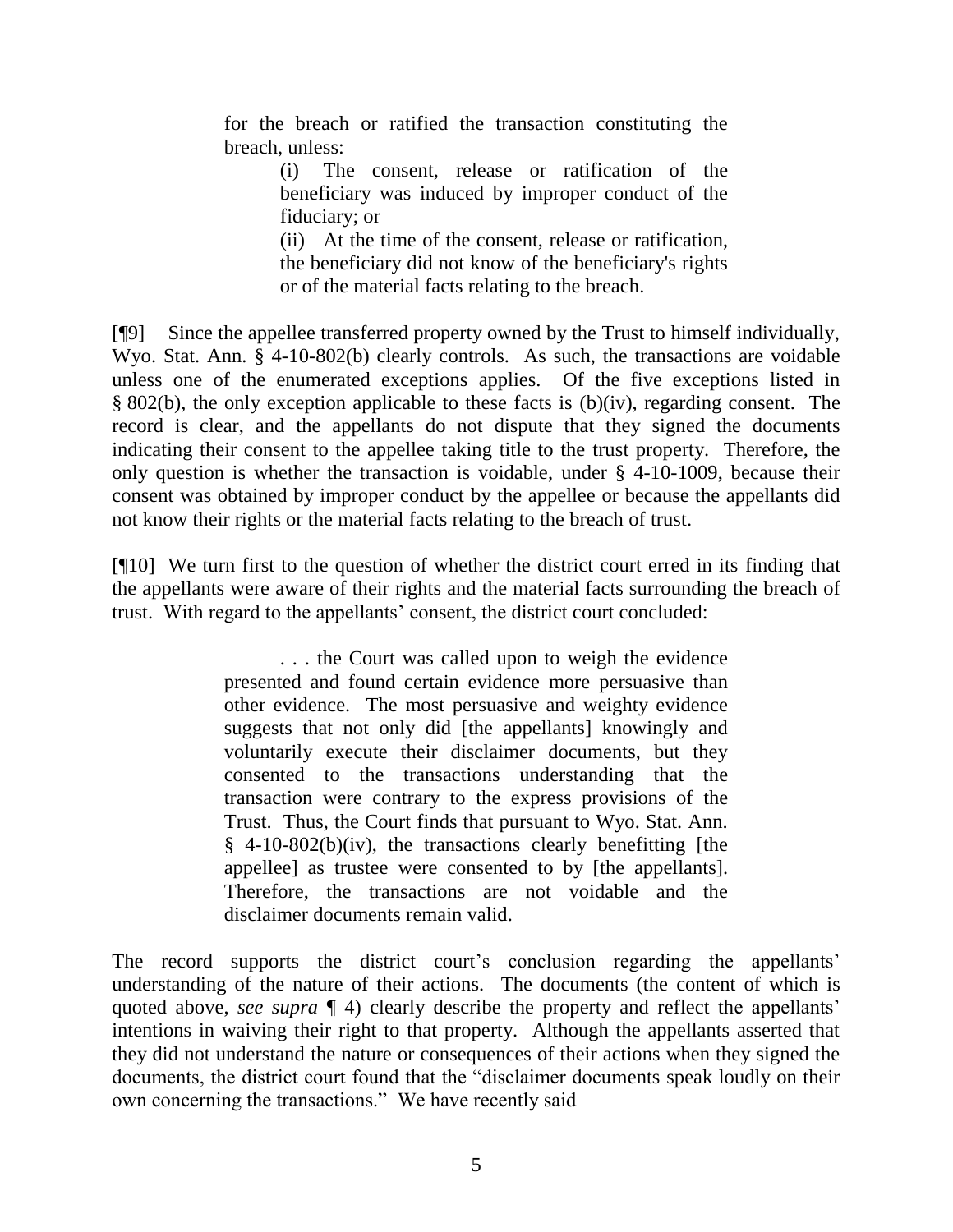> for the breach or ratified the transaction constituting the breach, unless:
>
> > (i) The consent, release or ratification of the beneficiary was induced by improper conduct of the fiduciary; or
> >
> > (ii) At the time of the consent, release or ratification, the beneficiary did not know of the beneficiary's rights or of the material facts relating to the breach.

[¶9] Since the appellee transferred property owned by the Trust to himself individually, Wyo. Stat. Ann. § 4-10-802(b) clearly controls. As such, the transactions are voidable unless one of the enumerated exceptions applies. Of the five exceptions listed in § 802(b), the only exception applicable to these facts is (b)(iv), regarding consent. The record is clear, and the appellants do not dispute that they signed the documents indicating their consent to the appellee taking title to the trust property. Therefore, the only question is whether the transaction is voidable, under § 4-10-1009, because their consent was obtained by improper conduct by the appellee or because the appellants did not know their rights or the material facts relating to the breach of trust.

[¶10] We turn first to the question of whether the district court erred in its finding that the appellants were aware of their rights and the material facts surrounding the breach of trust. With regard to the appellants' consent, the district court concluded:

> . . . the Court was called upon to weigh the evidence presented and found certain evidence more persuasive than other evidence. The most persuasive and weighty evidence suggests that not only did [the appellants] knowingly and voluntarily execute their disclaimer documents, but they consented to the transactions understanding that the transaction were contrary to the express provisions of the Trust. Thus, the Court finds that pursuant to Wyo. Stat. Ann. § 4-10-802(b)(iv), the transactions clearly benefitting [the appellee] as trustee were consented to by [the appellants]. Therefore, the transactions are not voidable and the disclaimer documents remain valid.

The record supports the district court's conclusion regarding the appellants' understanding of the nature of their actions. The documents (the content of which is quoted above, *see supra* ¶ 4) clearly describe the property and reflect the appellants' intentions in waiving their right to that property. Although the appellants asserted that they did not understand the nature or consequences of their actions when they signed the documents, the district court found that the "disclaimer documents speak loudly on their own concerning the transactions." We have recently said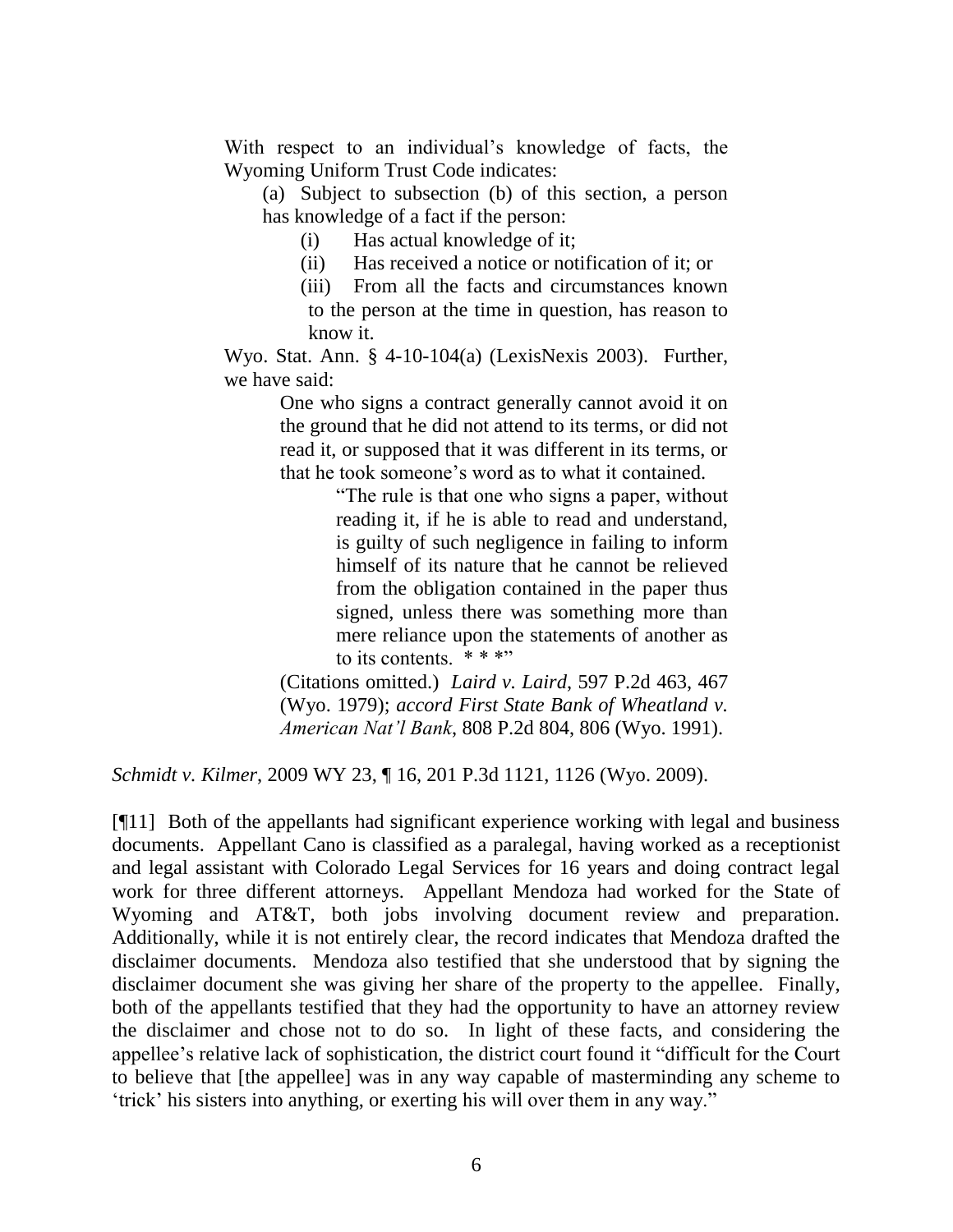> With respect to an individual's knowledge of facts, the Wyoming Uniform Trust Code indicates:
>
> > (a) Subject to subsection (b) of this section, a person has knowledge of a fact if the person:
> >
> > > (i) Has actual knowledge of it;
> > >
> > > (ii) Has received a notice or notification of it; or
> > >
> > > (iii) From all the facts and circumstances known to the person at the time in question, has reason to know it.
>
> Wyo. Stat. Ann. § 4-10-104(a) (LexisNexis 2003). Further, we have said:
>
> > One who signs a contract generally cannot avoid it on the ground that he did not attend to its terms, or did not read it, or supposed that it was different in its terms, or that he took someone's word as to what it contained.
> >
> > > "The rule is that one who signs a paper, without reading it, if he is able to read and understand, is guilty of such negligence in failing to inform himself of its nature that he cannot be relieved from the obligation contained in the paper thus signed, unless there was something more than mere reliance upon the statements of another as to its contents. * * *"
> >
> > (Citations omitted.) *Laird v. Laird*, 597 P.2d 463, 467 (Wyo. 1979); *accord First State Bank of Wheatland v. American Nat'l Bank*, 808 P.2d 804, 806 (Wyo. 1991).

*Schmidt v. Kilmer*, 2009 WY 23, ¶ 16, 201 P.3d 1121, 1126 (Wyo. 2009).

[¶11] Both of the appellants had significant experience working with legal and business documents. Appellant Cano is classified as a paralegal, having worked as a receptionist and legal assistant with Colorado Legal Services for 16 years and doing contract legal work for three different attorneys. Appellant Mendoza had worked for the State of Wyoming and AT&T, both jobs involving document review and preparation. Additionally, while it is not entirely clear, the record indicates that Mendoza drafted the disclaimer documents. Mendoza also testified that she understood that by signing the disclaimer document she was giving her share of the property to the appellee. Finally, both of the appellants testified that they had the opportunity to have an attorney review the disclaimer and chose not to do so. In light of these facts, and considering the appellee's relative lack of sophistication, the district court found it "difficult for the Court to believe that [the appellee] was in any way capable of masterminding any scheme to 'trick' his sisters into anything, or exerting his will over them in any way."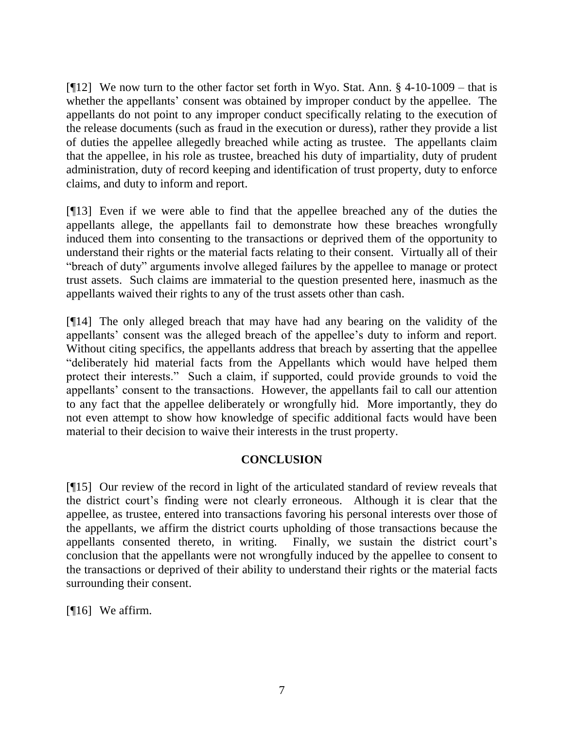[¶12] We now turn to the other factor set forth in Wyo. Stat. Ann. § 4-10-1009 – that is whether the appellants' consent was obtained by improper conduct by the appellee. The appellants do not point to any improper conduct specifically relating to the execution of the release documents (such as fraud in the execution or duress), rather they provide a list of duties the appellee allegedly breached while acting as trustee. The appellants claim that the appellee, in his role as trustee, breached his duty of impartiality, duty of prudent administration, duty of record keeping and identification of trust property, duty to enforce claims, and duty to inform and report.

[¶13] Even if we were able to find that the appellee breached any of the duties the appellants allege, the appellants fail to demonstrate how these breaches wrongfully induced them into consenting to the transactions or deprived them of the opportunity to understand their rights or the material facts relating to their consent. Virtually all of their "breach of duty" arguments involve alleged failures by the appellee to manage or protect trust assets. Such claims are immaterial to the question presented here, inasmuch as the appellants waived their rights to any of the trust assets other than cash.

[¶14] The only alleged breach that may have had any bearing on the validity of the appellants' consent was the alleged breach of the appellee's duty to inform and report. Without citing specifics, the appellants address that breach by asserting that the appellee "deliberately hid material facts from the Appellants which would have helped them protect their interests." Such a claim, if supported, could provide grounds to void the appellants' consent to the transactions. However, the appellants fail to call our attention to any fact that the appellee deliberately or wrongfully hid. More importantly, they do not even attempt to show how knowledge of specific additional facts would have been material to their decision to waive their interests in the trust property.

## CONCLUSION

[¶15] Our review of the record in light of the articulated standard of review reveals that the district court's finding were not clearly erroneous. Although it is clear that the appellee, as trustee, entered into transactions favoring his personal interests over those of the appellants, we affirm the district courts upholding of those transactions because the appellants consented thereto, in writing. Finally, we sustain the district court's conclusion that the appellants were not wrongfully induced by the appellee to consent to the transactions or deprived of their ability to understand their rights or the material facts surrounding their consent.

[¶16] We affirm.